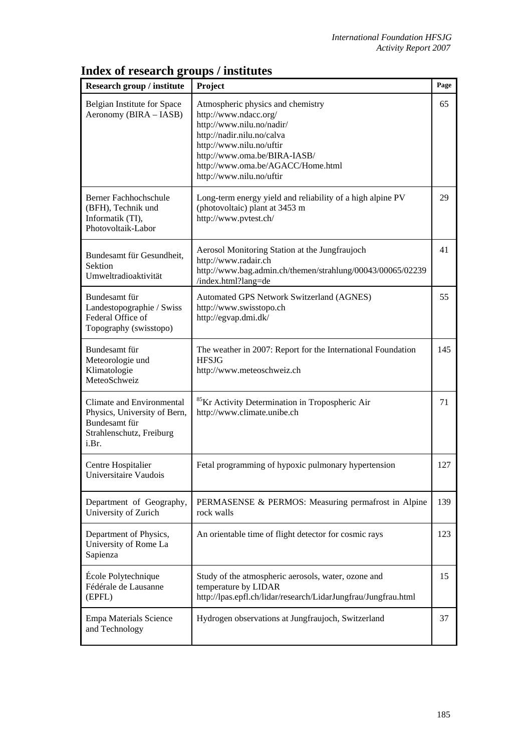# Index of research groups / institutes

| Research group / institute | Project | Page |
|---|---|---|
| Belgian Institute for Space Aeronomy (BIRA – IASB) | Atmospheric physics and chemistry<br>http://www.ndacc.org/<br>http://www.nilu.no/nadir/<br>http://nadir.nilu.no/calva<br>http://www.nilu.no/uftir<br>http://www.oma.be/BIRA-IASB/<br>http://www.oma.be/AGACC/Home.html<br>http://www.nilu.no/uftir | 65 |
| Berner Fachhochschule (BFH), Technik und Informatik (TI), Photovoltaik-Labor | Long-term energy yield and reliability of a high alpine PV (photovoltaic) plant at 3453 m<br>http://www.pvtest.ch/ | 29 |
| Bundesamt für Gesundheit, Sektion Umweltradioaktivität | Aerosol Monitoring Station at the Jungfraujoch<br>http://www.radair.ch<br>http://www.bag.admin.ch/themen/strahlung/00043/00065/02239/index.html?lang=de | 41 |
| Bundesamt für Landestopographie / Swiss Federal Office of Topography (swisstopo) | Automated GPS Network Switzerland (AGNES)<br>http://www.swisstopo.ch<br>http://egvap.dmi.dk/ | 55 |
| Bundesamt für Meteorologie und Klimatologie MeteoSchweiz | The weather in 2007: Report for the International Foundation HFSJG<br>http://www.meteoschweiz.ch | 145 |
| Climate and Environmental Physics, University of Bern, Bundesamt für Strahlenschutz, Freiburg i.Br. | $^{85}$Kr Activity Determination in Tropospheric Air<br>http://www.climate.unibe.ch | 71 |
| Centre Hospitalier Universitaire Vaudois | Fetal programming of hypoxic pulmonary hypertension | 127 |
| Department of Geography, University of Zurich | PERMASENSE & PERMOS: Measuring permafrost in Alpine rock walls | 139 |
| Department of Physics, University of Rome La Sapienza | An orientable time of flight detector for cosmic rays | 123 |
| École Polytechnique Fédérale de Lausanne (EPFL) | Study of the atmospheric aerosols, water, ozone and temperature by LIDAR<br>http://lpas.epfl.ch/lidar/research/LidarJungfrau/Jungfrau.html | 15 |
| Empa Materials Science and Technology | Hydrogen observations at Jungfraujoch, Switzerland | 37 |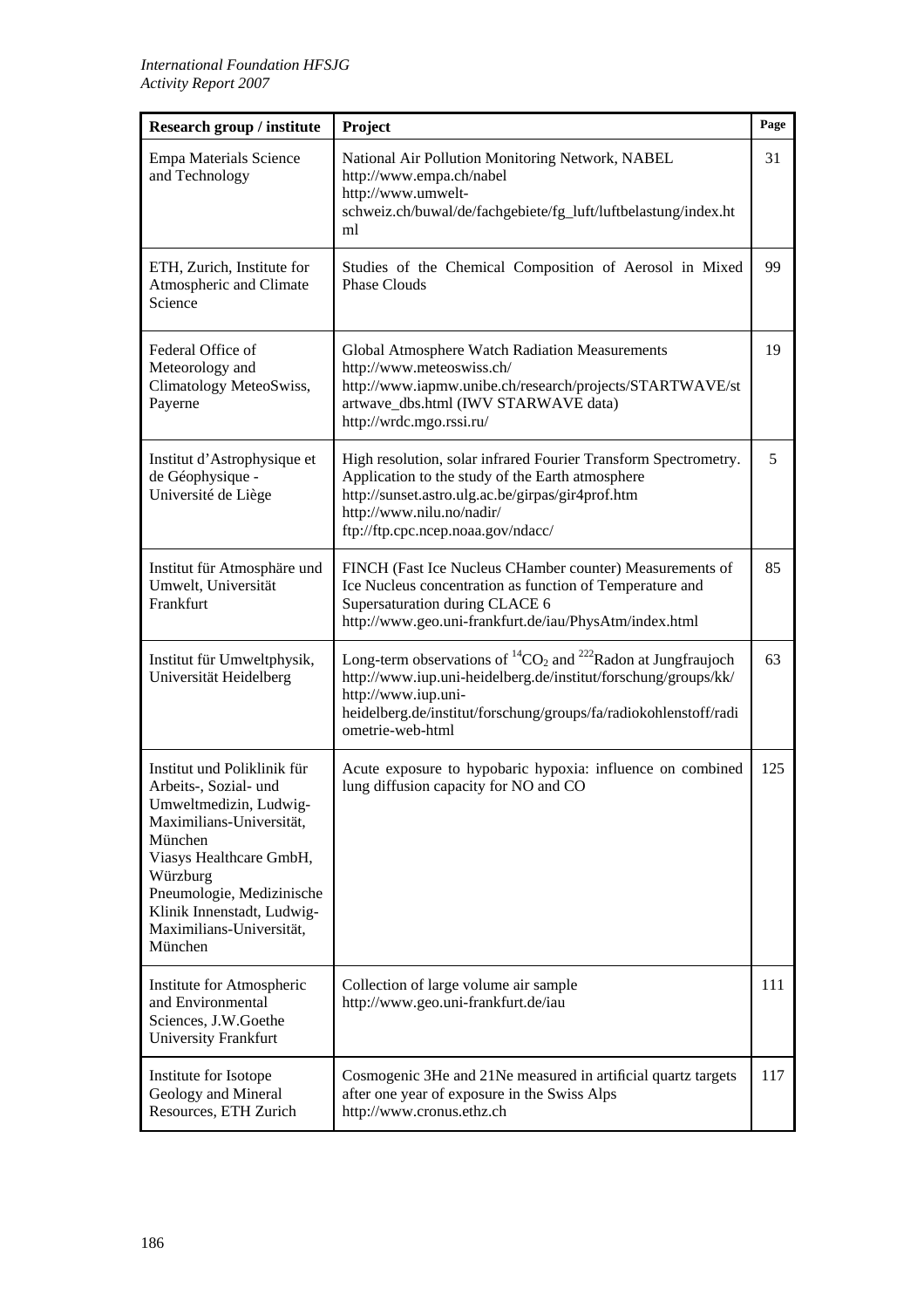| Research group / institute | Project | Page |
|---|---|---|
| Empa Materials Science and Technology | National Air Pollution Monitoring Network, NABEL http://www.empa.ch/nabel http://www.umwelt-schweiz.ch/buwal/de/fachgebiete/fg_luft/luftbelastung/index.html | 31 |
| ETH, Zurich, Institute for Atmospheric and Climate Science | Studies of the Chemical Composition of Aerosol in Mixed Phase Clouds | 99 |
| Federal Office of Meteorology and Climatology MeteoSwiss, Payerne | Global Atmosphere Watch Radiation Measurements http://www.meteoswiss.ch/ http://www.iapmw.unibe.ch/research/projects/STARTWAVE/startwave_dbs.html (IWV STARWAVE data) http://wrdc.mgo.rssi.ru/ | 19 |
| Institut d'Astrophysique et de Géophysique - Université de Liège | High resolution, solar infrared Fourier Transform Spectrometry. Application to the study of the Earth atmosphere http://sunset.astro.ulg.ac.be/girpas/gir4prof.htm http://www.nilu.no/nadir/ ftp://ftp.cpc.ncep.noaa.gov/ndacc/ | 5 |
| Institut für Atmosphäre und Umwelt, Universität Frankfurt | FINCH (Fast Ice Nucleus CHamber counter) Measurements of Ice Nucleus concentration as function of Temperature and Supersaturation during CLACE 6 http://www.geo.uni-frankfurt.de/iau/PhysAtm/index.html | 85 |
| Institut für Umweltphysik, Universität Heidelberg | Long-term observations of $^{14}CO_2$ and $^{222}$Radon at Jungfraujoch http://www.iup.uni-heidelberg.de/institut/forschung/groups/kk/ http://www.iup.uni-heidelberg.de/institut/forschung/groups/fa/radiokohlenstoff/radiometrie-web-html | 63 |
| Institut und Poliklinik für Arbeits-, Sozial- und Umweltmedizin, Ludwig-Maximilians-Universität, München Viasys Healthcare GmbH, Würzburg Pneumologie, Medizinische Klinik Innenstadt, Ludwig-Maximilians-Universität, München | Acute exposure to hypobaric hypoxia: influence on combined lung diffusion capacity for NO and CO | 125 |
| Institute for Atmospheric and Environmental Sciences, J.W.Goethe University Frankfurt | Collection of large volume air sample http://www.geo.uni-frankfurt.de/iau | 111 |
| Institute for Isotope Geology and Mineral Resources, ETH Zurich | Cosmogenic 3He and 21Ne measured in artificial quartz targets after one year of exposure in the Swiss Alps http://www.cronus.ethz.ch | 117 |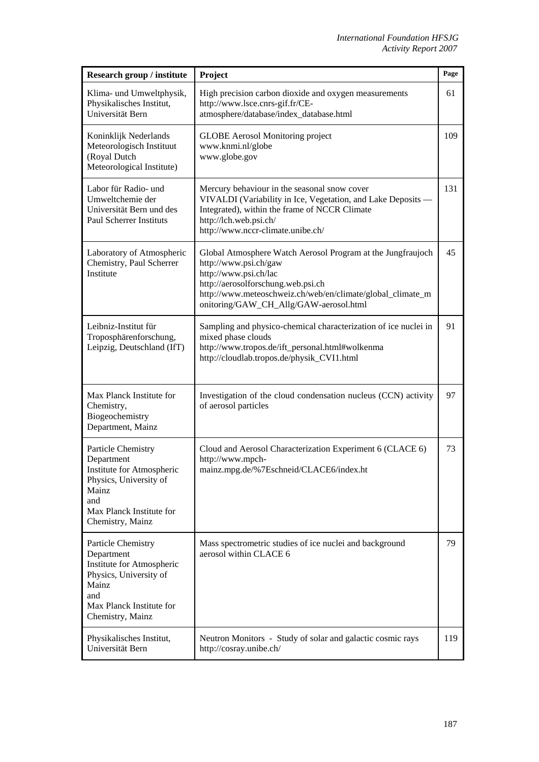| Research group / institute | Project | Page |
|---|---|---|
| Klima- und Umweltphysik, Physikalisches Institut, Universität Bern | High precision carbon dioxide and oxygen measurements http://www.lsce.cnrs-gif.fr/CE-atmosphere/database/index_database.html | 61 |
| Koninklijk Nederlands Meteorologisch Instituut (Royal Dutch Meteorological Institute) | GLOBE Aerosol Monitoring project www.knmi.nl/globe www.globe.gov | 109 |
| Labor für Radio- und Umweltchemie der Universität Bern und des Paul Scherrer Instituts | Mercury behaviour in the seasonal snow cover VIVALDI (Variability in Ice, Vegetation, and Lake Deposits — Integrated), within the frame of NCCR Climate http://lch.web.psi.ch/ http://www.nccr-climate.unibe.ch/ | 131 |
| Laboratory of Atmospheric Chemistry, Paul Scherrer Institute | Global Atmosphere Watch Aerosol Program at the Jungfraujoch http://www.psi.ch/gaw http://www.psi.ch/lac http://aerosolforschung.web.psi.ch http://www.meteoschweiz.ch/web/en/climate/global_climate_monitoring/GAW_CH_Allg/GAW-aerosol.html | 45 |
| Leibniz-Institut für Troposphärenforschung, Leipzig, Deutschland (IfT) | Sampling and physico-chemical characterization of ice nuclei in mixed phase clouds http://www.tropos.de/ift_personal.html#wolkenma http://cloudlab.tropos.de/physik_CVI1.html | 91 |
| Max Planck Institute for Chemistry, Biogeochemistry Department, Mainz | Investigation of the cloud condensation nucleus (CCN) activity of aerosol particles | 97 |
| Particle Chemistry Department Institute for Atmospheric Physics, University of Mainz and Max Planck Institute for Chemistry, Mainz | Cloud and Aerosol Characterization Experiment 6 (CLACE 6) http://www.mpch-mainz.mpg.de/%7Eschneid/CLACE6/index.ht | 73 |
| Particle Chemistry Department Institute for Atmospheric Physics, University of Mainz and Max Planck Institute for Chemistry, Mainz | Mass spectrometric studies of ice nuclei and background aerosol within CLACE 6 | 79 |
| Physikalisches Institut, Universität Bern | Neutron Monitors - Study of solar and galactic cosmic rays http://cosray.unibe.ch/ | 119 |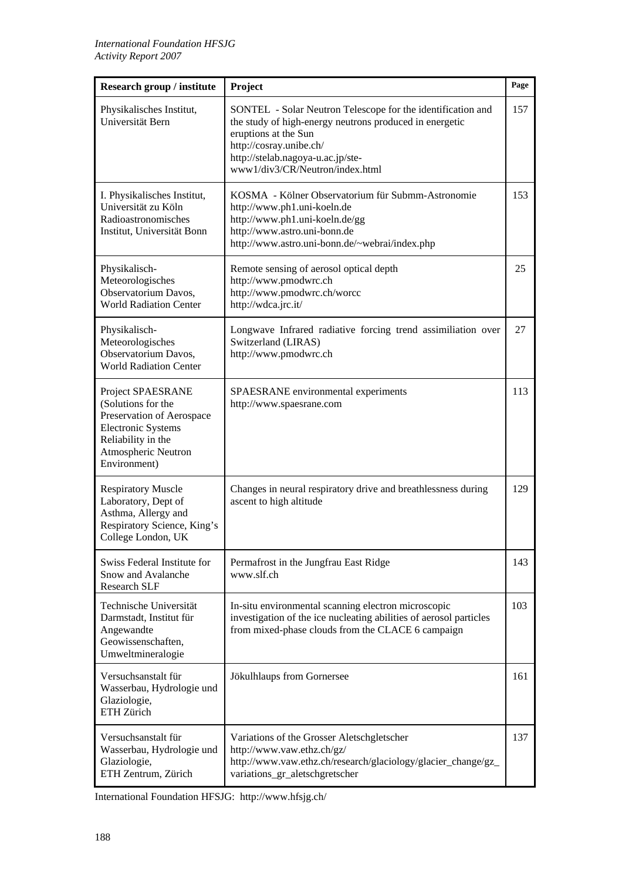| Research group / institute | Project | Page |
|---|---|---|
| Physikalisches Institut, Universität Bern | SONTEL - Solar Neutron Telescope for the identification and the study of high-energy neutrons produced in energetic eruptions at the Sun<br>http://cosray.unibe.ch/<br>http://stelab.nagoya-u.ac.jp/ste-www1/div3/CR/Neutron/index.html | 157 |
| I. Physikalisches Institut, Universität zu Köln<br>Radioastronomisches Institut, Universität Bonn | KOSMA - Kölner Observatorium für Submm-Astronomie<br>http://www.ph1.uni-koeln.de<br>http://www.ph1.uni-koeln.de/gg<br>http://www.astro.uni-bonn.de<br>http://www.astro.uni-bonn.de/~webrai/index.php | 153 |
| Physikalisch-Meteorologisches Observatorium Davos, World Radiation Center | Remote sensing of aerosol optical depth<br>http://www.pmodwrc.ch<br>http://www.pmodwrc.ch/worcc<br>http://wdca.jrc.it/ | 25 |
| Physikalisch-Meteorologisches Observatorium Davos, World Radiation Center | Longwave Infrared radiative forcing trend assimiliation over Switzerland (LIRAS)<br>http://www.pmodwrc.ch | 27 |
| Project SPAESRANE (Solutions for the Preservation of Aerospace Electronic Systems Reliability in the Atmospheric Neutron Environment) | SPAESRANE environmental experiments<br>http://www.spaesrane.com | 113 |
| Respiratory Muscle Laboratory, Dept of Asthma, Allergy and Respiratory Science, King's College London, UK | Changes in neural respiratory drive and breathlessness during ascent to high altitude | 129 |
| Swiss Federal Institute for Snow and Avalanche Research SLF | Permafrost in the Jungfrau East Ridge<br>www.slf.ch | 143 |
| Technische Universität Darmstadt, Institut für Angewandte Geowissenschaften, Umweltmineralogie | In-situ environmental scanning electron microscopic investigation of the ice nucleating abilities of aerosol particles from mixed-phase clouds from the CLACE 6 campaign | 103 |
| Versuchsanstalt für Wasserbau, Hydrologie und Glaziologie, ETH Zürich | Jökulhlaups from Gornersee | 161 |
| Versuchsanstalt für Wasserbau, Hydrologie und Glaziologie, ETH Zentrum, Zürich | Variations of the Grosser Aletschgletscher<br>http://www.vaw.ethz.ch/gz/<br>http://www.vaw.ethz.ch/research/glaciology/glacier_change/gz_variations_gr_aletschgretscher | 137 |

International Foundation HFSJG: http://www.hfsjg.ch/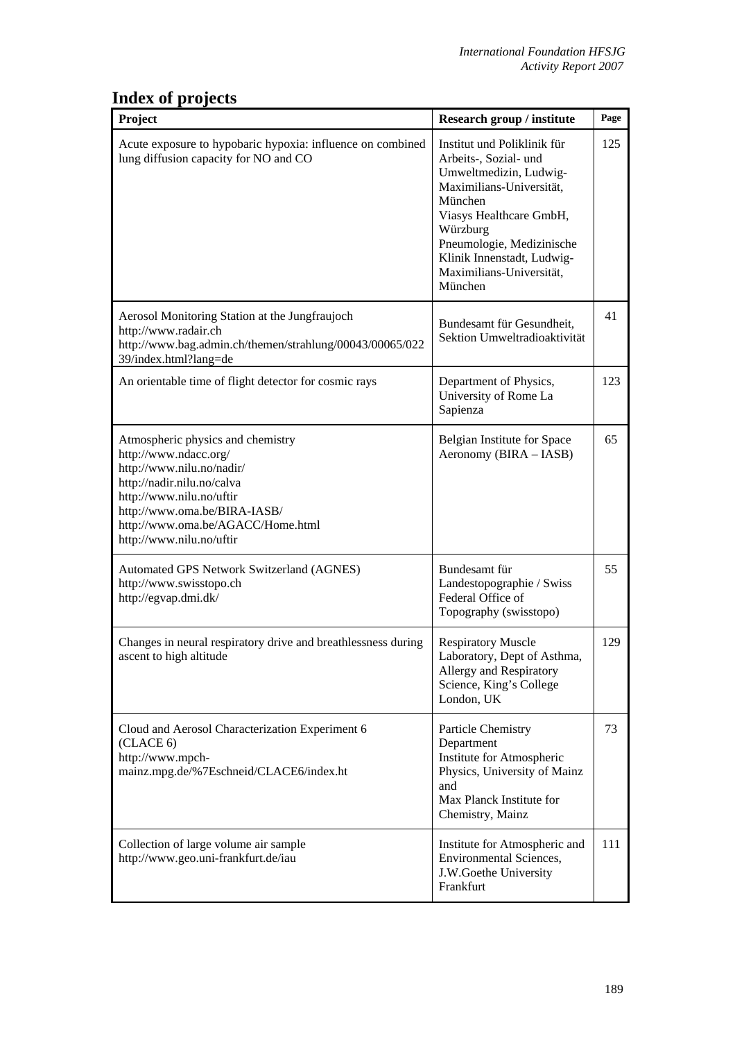# Index of projects

| Project | Research group / institute | Page |
|---|---|---|
| Acute exposure to hypobaric hypoxia: influence on combined lung diffusion capacity for NO and CO | Institut und Poliklinik für Arbeits-, Sozial- und Umweltmedizin, Ludwig-Maximilians-Universität, München<br>Viasys Healthcare GmbH, Würzburg<br>Pneumologie, Medizinische Klinik Innenstadt, Ludwig-Maximilians-Universität, München | 125 |
| Aerosol Monitoring Station at the Jungfraujoch<br>http://www.radair.ch<br>http://www.bag.admin.ch/themen/strahlung/00043/00065/02239/index.html?lang=de | Bundesamt für Gesundheit, Sektion Umweltradioaktivität | 41 |
| An orientable time of flight detector for cosmic rays | Department of Physics, University of Rome La Sapienza | 123 |
| Atmospheric physics and chemistry<br>http://www.ndacc.org/<br>http://www.nilu.no/nadir/<br>http://nadir.nilu.no/calva<br>http://www.nilu.no/uftir<br>http://www.oma.be/BIRA-IASB/<br>http://www.oma.be/AGACC/Home.html<br>http://www.nilu.no/uftir | Belgian Institute for Space Aeronomy (BIRA – IASB) | 65 |
| Automated GPS Network Switzerland (AGNES)<br>http://www.swisstopo.ch<br>http://egvap.dmi.dk/ | Bundesamt für Landestopographie / Swiss Federal Office of Topography (swisstopo) | 55 |
| Changes in neural respiratory drive and breathlessness during ascent to high altitude | Respiratory Muscle Laboratory, Dept of Asthma, Allergy and Respiratory Science, King's College London, UK | 129 |
| Cloud and Aerosol Characterization Experiment 6 (CLACE 6)<br>http://www.mpch-mainz.mpg.de/%7Eschneid/CLACE6/index.ht | Particle Chemistry Department<br>Institute for Atmospheric Physics, University of Mainz and<br>Max Planck Institute for Chemistry, Mainz | 73 |
| Collection of large volume air sample<br>http://www.geo.uni-frankfurt.de/iau | Institute for Atmospheric and Environmental Sciences, J.W.Goethe University Frankfurt | 111 |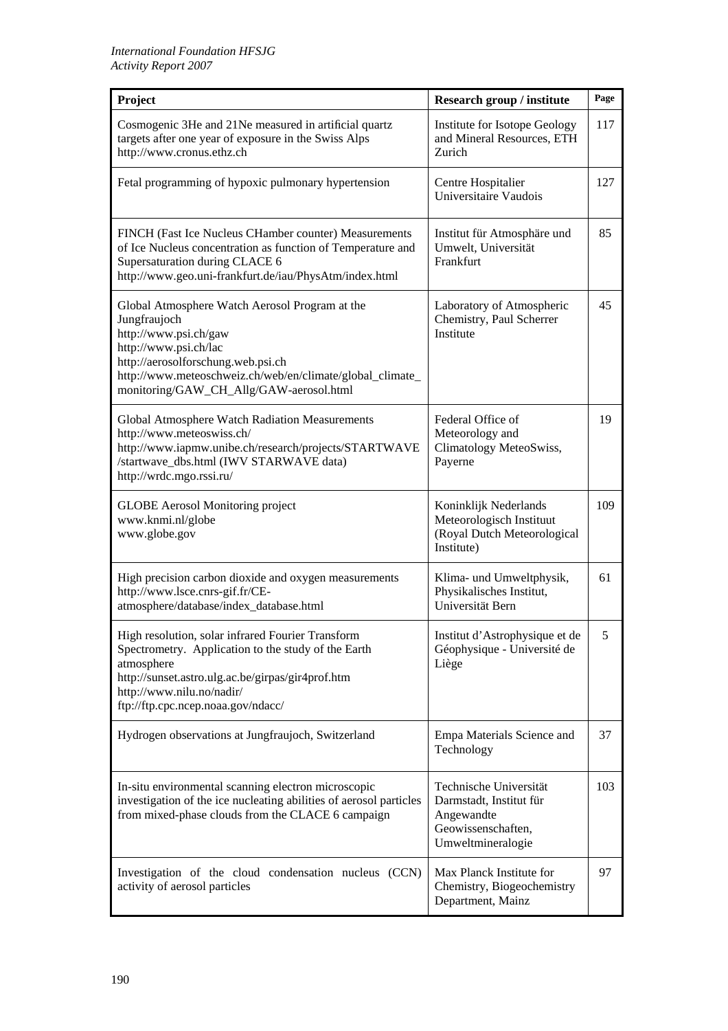| Project | Research group / institute | Page |
|---|---|---|
| Cosmogenic 3He and 21Ne measured in artificial quartz targets after one year of exposure in the Swiss Alps<br>http://www.cronus.ethz.ch | Institute for Isotope Geology and Mineral Resources, ETH Zurich | 117 |
| Fetal programming of hypoxic pulmonary hypertension | Centre Hospitalier Universitaire Vaudois | 127 |
| FINCH (Fast Ice Nucleus CHamber counter) Measurements of Ice Nucleus concentration as function of Temperature and Supersaturation during CLACE 6<br>http://www.geo.uni-frankfurt.de/iau/PhysAtm/index.html | Institut für Atmosphäre und Umwelt, Universität Frankfurt | 85 |
| Global Atmosphere Watch Aerosol Program at the Jungfraujoch<br>http://www.psi.ch/gaw<br>http://www.psi.ch/lac<br>http://aerosolforschung.web.psi.ch<br>http://www.meteoschweiz.ch/web/en/climate/global_climate_monitoring/GAW_CH_Allg/GAW-aerosol.html | Laboratory of Atmospheric Chemistry, Paul Scherrer Institute | 45 |
| Global Atmosphere Watch Radiation Measurements<br>http://www.meteoswiss.ch/<br>http://www.iapmw.unibe.ch/research/projects/STARTWAVE/startwave_dbs.html (IWV STARWAVE data)<br>http://wrdc.mgo.rssi.ru/ | Federal Office of Meteorology and Climatology MeteoSwiss, Payerne | 19 |
| GLOBE Aerosol Monitoring project<br>www.knmi.nl/globe<br>www.globe.gov | Koninklijk Nederlands Meteorologisch Instituut (Royal Dutch Meteorological Institute) | 109 |
| High precision carbon dioxide and oxygen measurements<br>http://www.lsce.cnrs-gif.fr/CE-atmosphere/database/index_database.html | Klima- und Umweltphysik, Physikalisches Institut, Universität Bern | 61 |
| High resolution, solar infrared Fourier Transform Spectrometry. Application to the study of the Earth atmosphere<br>http://sunset.astro.ulg.ac.be/girpas/gir4prof.htm<br>http://www.nilu.no/nadir/<br>ftp://ftp.cpc.ncep.noaa.gov/ndacc/ | Institut d'Astrophysique et de Géophysique - Université de Liège | 5 |
| Hydrogen observations at Jungfraujoch, Switzerland | Empa Materials Science and Technology | 37 |
| In-situ environmental scanning electron microscopic investigation of the ice nucleating abilities of aerosol particles from mixed-phase clouds from the CLACE 6 campaign | Technische Universität Darmstadt, Institut für Angewandte Geowissenschaften, Umweltmineralogie | 103 |
| Investigation of the cloud condensation nucleus (CCN) activity of aerosol particles | Max Planck Institute for Chemistry, Biogeochemistry Department, Mainz | 97 |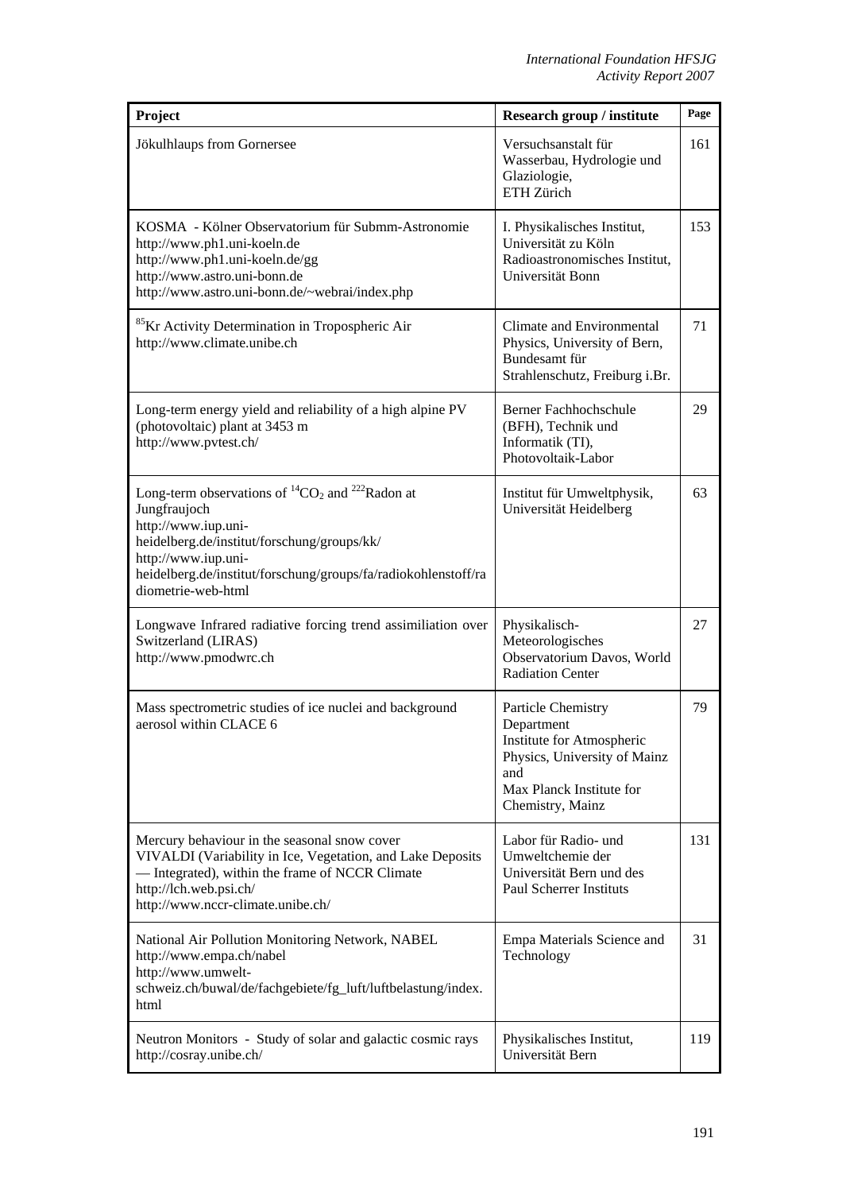| Project | Research group / institute | Page |
|---|---|---|
| Jökulhlaups from Gornersee | Versuchsanstalt für Wasserbau, Hydrologie und Glaziologie, ETH Zürich | 161 |
| KOSMA - Kölner Observatorium für Submm-Astronomie http://www.ph1.uni-koeln.de http://www.ph1.uni-koeln.de/gg http://www.astro.uni-bonn.de http://www.astro.uni-bonn.de/~webrai/index.php | I. Physikalisches Institut, Universität zu Köln Radioastronomisches Institut, Universität Bonn | 153 |
| $^{85}Kr$ Activity Determination in Tropospheric Air http://www.climate.unibe.ch | Climate and Environmental Physics, University of Bern, Bundesamt für Strahlenschutz, Freiburg i.Br. | 71 |
| Long-term energy yield and reliability of a high alpine PV (photovoltaic) plant at 3453 m http://www.pvtest.ch/ | Berner Fachhochschule (BFH), Technik und Informatik (TI), Photovoltaik-Labor | 29 |
| Long-term observations of $^{14}CO_2$ and $^{222}$Radon at Jungfraujoch http://www.iup.uni-heidelberg.de/institut/forschung/groups/kk/ http://www.iup.uni-heidelberg.de/institut/forschung/groups/fa/radiokohlenstoff/radiometrie-web-html | Institut für Umweltphysik, Universität Heidelberg | 63 |
| Longwave Infrared radiative forcing trend assimiliation over Switzerland (LIRAS) http://www.pmodwrc.ch | Physikalisch-Meteorologisches Observatorium Davos, World Radiation Center | 27 |
| Mass spectrometric studies of ice nuclei and background aerosol within CLACE 6 | Particle Chemistry Department Institute for Atmospheric Physics, University of Mainz and Max Planck Institute for Chemistry, Mainz | 79 |
| Mercury behaviour in the seasonal snow cover VIVALDI (Variability in Ice, Vegetation, and Lake Deposits — Integrated), within the frame of NCCR Climate http://lch.web.psi.ch/ http://www.nccr-climate.unibe.ch/ | Labor für Radio- und Umweltchemie der Universität Bern und des Paul Scherrer Instituts | 131 |
| National Air Pollution Monitoring Network, NABEL http://www.empa.ch/nabel http://www.umwelt-schweiz.ch/buwal/de/fachgebiete/fg_luft/luftbelastung/index.html | Empa Materials Science and Technology | 31 |
| Neutron Monitors - Study of solar and galactic cosmic rays http://cosray.unibe.ch/ | Physikalisches Institut, Universität Bern | 119 |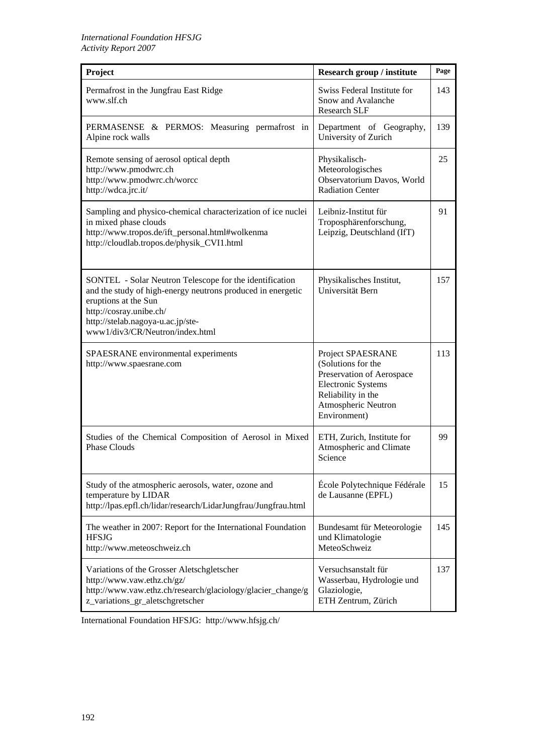| Project | Research group / institute | Page |
|---|---|---|
| Permafrost in the Jungfrau East Ridge<br>www.slf.ch | Swiss Federal Institute for Snow and Avalanche Research SLF | 143 |
| PERMASENSE & PERMOS: Measuring permafrost in Alpine rock walls | Department of Geography, University of Zurich | 139 |
| Remote sensing of aerosol optical depth<br>http://www.pmodwrc.ch<br>http://www.pmodwrc.ch/worcc<br>http://wdca.jrc.it/ | Physikalisch-Meteorologisches Observatorium Davos, World Radiation Center | 25 |
| Sampling and physico-chemical characterization of ice nuclei in mixed phase clouds<br>http://www.tropos.de/ift_personal.html#wolkenma<br>http://cloudlab.tropos.de/physik_CVI1.html | Leibniz-Institut für Troposphärenforschung, Leipzig, Deutschland (IfT) | 91 |
| SONTEL - Solar Neutron Telescope for the identification and the study of high-energy neutrons produced in energetic eruptions at the Sun<br>http://cosray.unibe.ch/<br>http://stelab.nagoya-u.ac.jp/ste-www1/div3/CR/Neutron/index.html | Physikalisches Institut, Universität Bern | 157 |
| SPAESRANE environmental experiments<br>http://www.spaesrane.com | Project SPAESRANE (Solutions for the Preservation of Aerospace Electronic Systems Reliability in the Atmospheric Neutron Environment) | 113 |
| Studies of the Chemical Composition of Aerosol in Mixed Phase Clouds | ETH, Zurich, Institute for Atmospheric and Climate Science | 99 |
| Study of the atmospheric aerosols, water, ozone and temperature by LIDAR<br>http://lpas.epfl.ch/lidar/research/LidarJungfrau/Jungfrau.html | École Polytechnique Fédérale de Lausanne (EPFL) | 15 |
| The weather in 2007: Report for the International Foundation HFSJG<br>http://www.meteoschweiz.ch | Bundesamt für Meteorologie und Klimatologie MeteoSchweiz | 145 |
| Variations of the Grosser Aletschgletscher<br>http://www.vaw.ethz.ch/gz/<br>http://www.vaw.ethz.ch/research/glaciology/glacier_change/gz_variations_gr_aletschgretscher | Versuchsanstalt für Wasserbau, Hydrologie und Glaziologie, ETH Zentrum, Zürich | 137 |

International Foundation HFSJG: http://www.hfsjg.ch/